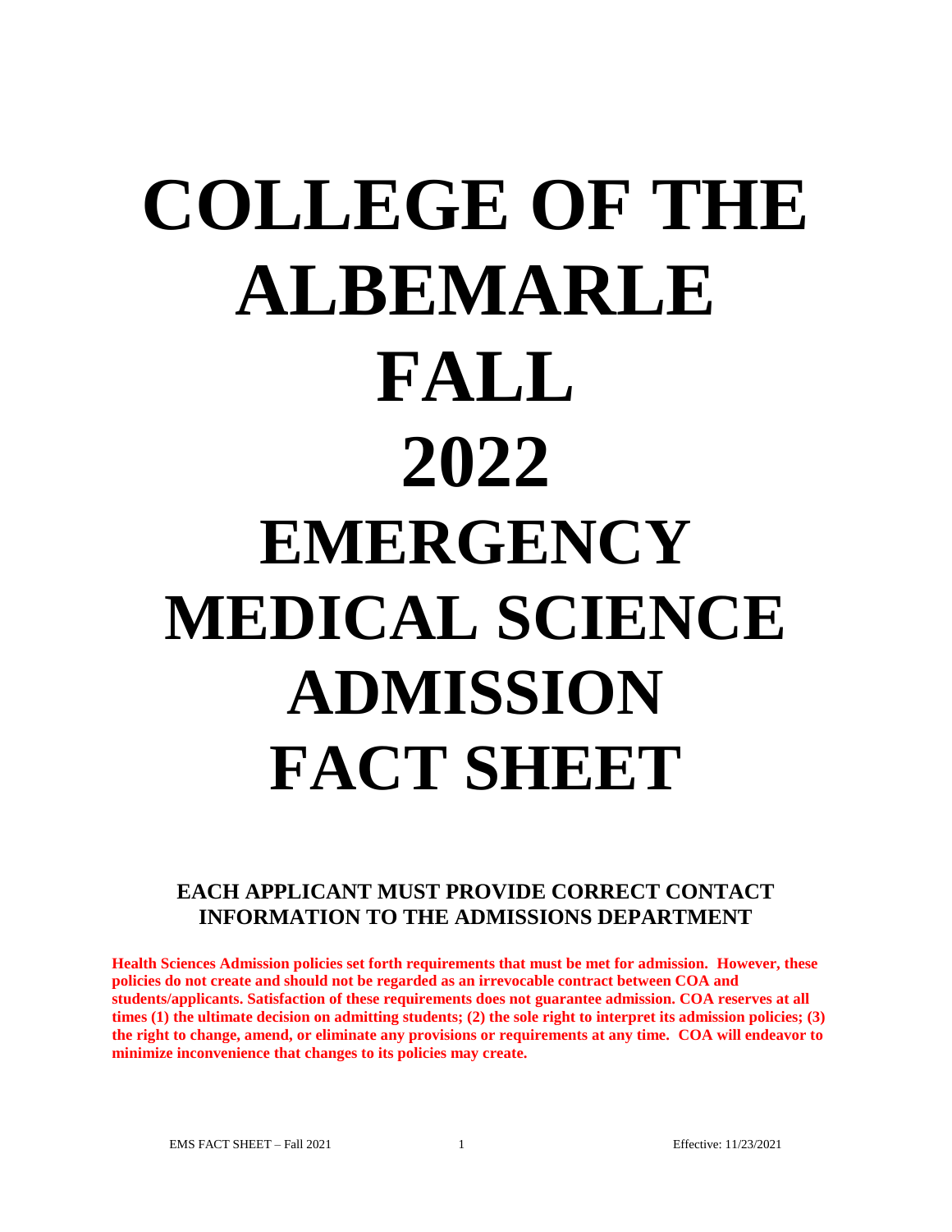# COLLEGE OF THE ALBEMARLE FALL 2022 EMERGENCY MEDICAL SCIENCE ADMISSION FACT SHEET

## EACH APPLICANT MUST PROVIDE CORRECT CONTACT INFORMATION TO THE ADMISSIONS DEPARTMENT

**Health Sciences Admission policies set forth requirements that must be met for admission. However, these policies do not create and should not be regarded as an irrevocable contract between COA and students/applicants. Satisfaction of these requirements does not guarantee admission. COA reserves at all times (1) the ultimate decision on admitting students; (2) the sole right to interpret its admission policies; (3) the right to change, amend, or eliminate any provisions or requirements at any time. COA will endeavor to minimize inconvenience that changes to its policies may create.**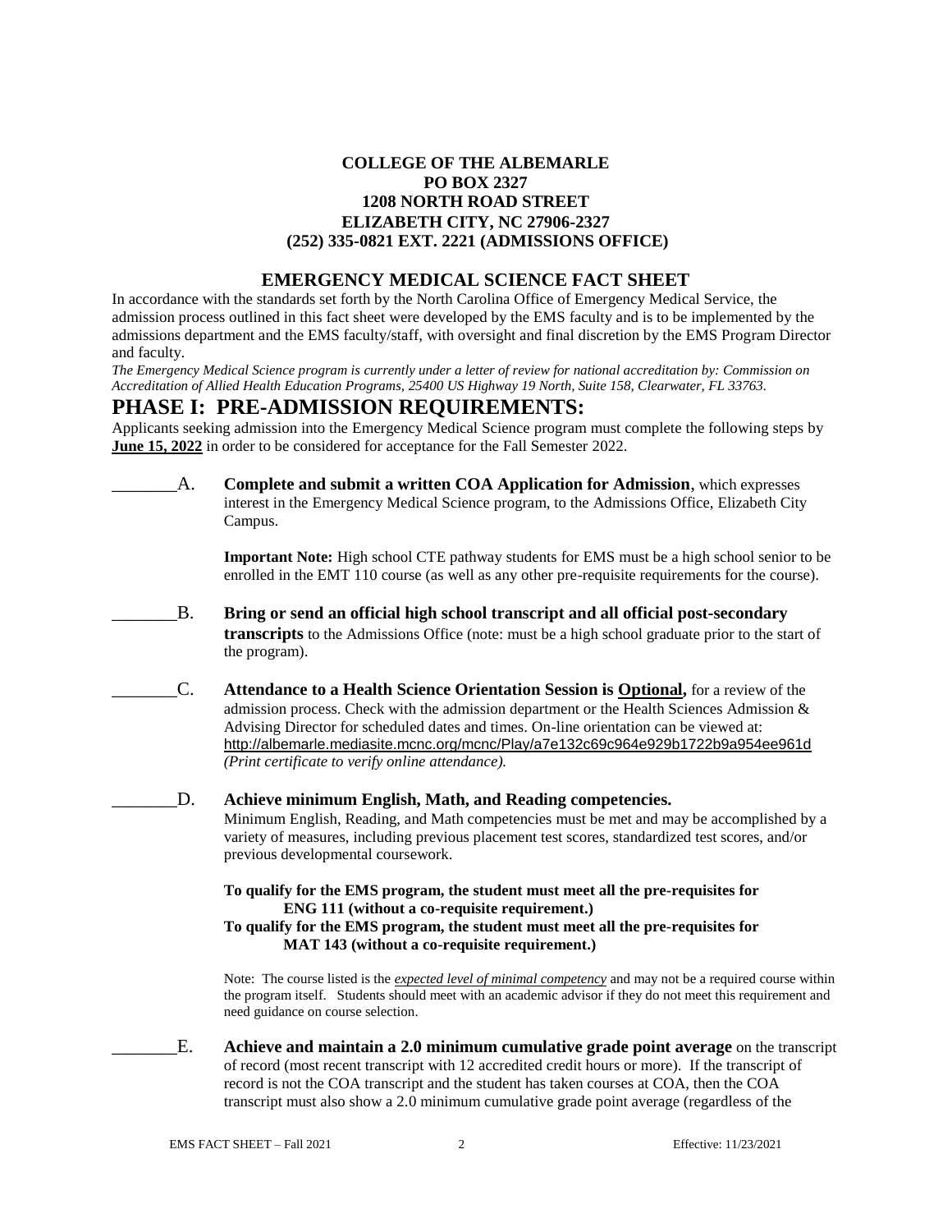**COLLEGE OF THE ALBEMARLE**
**PO BOX 2327**
**1208 NORTH ROAD STREET**
**ELIZABETH CITY, NC 27906-2327**
**(252) 335-0821 EXT. 2221 (ADMISSIONS OFFICE)**

## EMERGENCY MEDICAL SCIENCE FACT SHEET

In accordance with the standards set forth by the North Carolina Office of Emergency Medical Service, the admission process outlined in this fact sheet were developed by the EMS faculty and is to be implemented by the admissions department and the EMS faculty/staff, with oversight and final discretion by the EMS Program Director and faculty.

*The Emergency Medical Science program is currently under a letter of review for national accreditation by: Commission on Accreditation of Allied Health Education Programs, 25400 US Highway 19 North, Suite 158, Clearwater, FL 33763.*

# PHASE I: PRE-ADMISSION REQUIREMENTS:

Applicants seeking admission into the Emergency Medical Science program must complete the following steps by **June 15, 2022** in order to be considered for acceptance for the Fall Semester 2022.

________A. **Complete and submit a written COA Application for Admission**, which expresses interest in the Emergency Medical Science program, to the Admissions Office, Elizabeth City Campus.

**Important Note:** High school CTE pathway students for EMS must be a high school senior to be enrolled in the EMT 110 course (as well as any other pre-requisite requirements for the course).

________B. **Bring or send an official high school transcript and all official post-secondary transcripts** to the Admissions Office (note: must be a high school graduate prior to the start of the program).

________C. **Attendance to a Health Science Orientation Session is Optional,** for a review of the admission process. Check with the admission department or the Health Sciences Admission & Advising Director for scheduled dates and times. On-line orientation can be viewed at: http://albemarle.mediasite.mcnc.org/mcnc/Play/a7e132c69c964e929b1722b9a954ee961d *(Print certificate to verify online attendance).*

________D. **Achieve minimum English, Math, and Reading competencies.**
Minimum English, Reading, and Math competencies must be met and may be accomplished by a variety of measures, including previous placement test scores, standardized test scores, and/or previous developmental coursework.

**To qualify for the EMS program, the student must meet all the pre-requisites for ENG 111 (without a co-requisite requirement.)**
**To qualify for the EMS program, the student must meet all the pre-requisites for MAT 143 (without a co-requisite requirement.)**

Note: The course listed is the ***expected level of minimal competency*** and may not be a required course within the program itself. Students should meet with an academic advisor if they do not meet this requirement and need guidance on course selection.

________E. **Achieve and maintain a 2.0 minimum cumulative grade point average** on the transcript of record (most recent transcript with 12 accredited credit hours or more). If the transcript of record is not the COA transcript and the student has taken courses at COA, then the COA transcript must also show a 2.0 minimum cumulative grade point average (regardless of the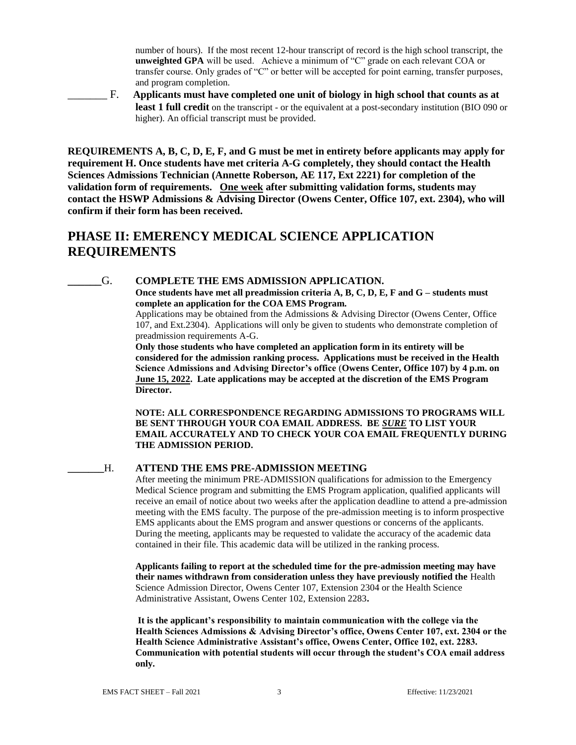number of hours). If the most recent 12-hour transcript of record is the high school transcript, the **unweighted GPA** will be used. Achieve a minimum of "C" grade on each relevant COA or transfer course. Only grades of "C" or better will be accepted for point earning, transfer purposes, and program completion.

_______ F. **Applicants must have completed one unit of biology in high school that counts as at least 1 full credit** on the transcript - or the equivalent at a post-secondary institution (BIO 090 or higher). An official transcript must be provided.

**REQUIREMENTS A, B, C, D, E, F, and G must be met in entirety before applicants may apply for requirement H. Once students have met criteria A-G completely, they should contact the Health Sciences Admissions Technician (Annette Roberson, AE 117, Ext 2221) for completion of the validation form of requirements. <u>One week</u> after submitting validation forms, students may contact the HSWP Admissions & Advising Director (Owens Center, Office 107, ext. 2304), who will confirm if their form has been received.**

## PHASE II: EMERENCY MEDICAL SCIENCE APPLICATION REQUIREMENTS

______G. **COMPLETE THE EMS ADMISSION APPLICATION.**

**Once students have met all preadmission criteria A, B, C, D, E, F and G – students must complete an application for the COA EMS Program.**

Applications may be obtained from the Admissions & Advising Director (Owens Center, Office 107, and Ext.2304). Applications will only be given to students who demonstrate completion of preadmission requirements A-G.

**Only those students who have completed an application form in its entirety will be considered for the admission ranking process. Applications must be received in the Health Science Admissions and Advising Director's office (Owens Center, Office 107) by 4 p.m. on <u>June 15, 2022</u>. Late applications may be accepted at the discretion of the EMS Program Director.**

**NOTE: ALL CORRESPONDENCE REGARDING ADMISSIONS TO PROGRAMS WILL BE SENT THROUGH YOUR COA EMAIL ADDRESS. BE *<u>SURE</u>* TO LIST YOUR EMAIL ACCURATELY AND TO CHECK YOUR COA EMAIL FREQUENTLY DURING THE ADMISSION PERIOD.**

_______H. **ATTEND THE EMS PRE-ADMISSION MEETING**

After meeting the minimum PRE-ADMISSION qualifications for admission to the Emergency Medical Science program and submitting the EMS Program application, qualified applicants will receive an email of notice about two weeks after the application deadline to attend a pre-admission meeting with the EMS faculty. The purpose of the pre-admission meeting is to inform prospective EMS applicants about the EMS program and answer questions or concerns of the applicants. During the meeting, applicants may be requested to validate the accuracy of the academic data contained in their file. This academic data will be utilized in the ranking process.

**Applicants failing to report at the scheduled time for the pre-admission meeting may have their names withdrawn from consideration unless they have previously notified the** Health Science Admission Director, Owens Center 107, Extension 2304 or the Health Science Administrative Assistant, Owens Center 102, Extension 2283**.**

**It is the applicant's responsibility to maintain communication with the college via the Health Sciences Admissions & Advising Director's office, Owens Center 107, ext. 2304 or the Health Science Administrative Assistant's office, Owens Center, Office 102, ext. 2283. Communication with potential students will occur through the student's COA email address only.**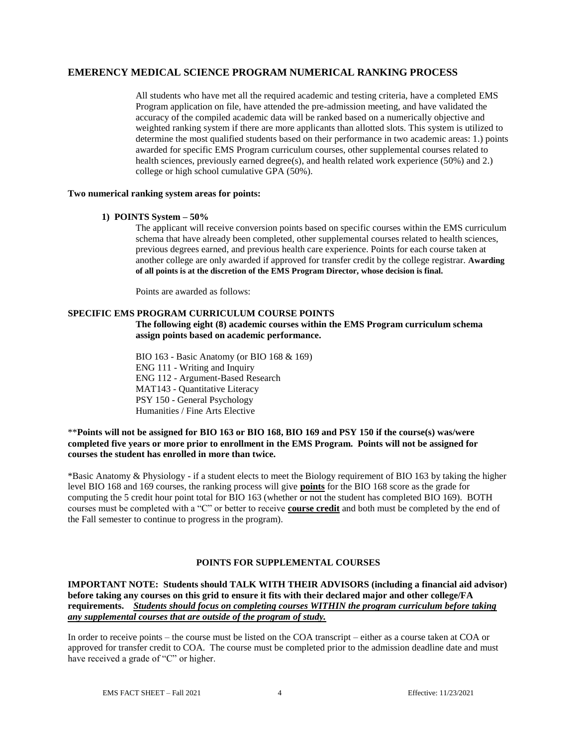## EMERENCY MEDICAL SCIENCE PROGRAM NUMERICAL RANKING PROCESS

All students who have met all the required academic and testing criteria, have a completed EMS Program application on file, have attended the pre-admission meeting, and have validated the accuracy of the compiled academic data will be ranked based on a numerically objective and weighted ranking system if there are more applicants than allotted slots. This system is utilized to determine the most qualified students based on their performance in two academic areas: 1.) points awarded for specific EMS Program curriculum courses, other supplemental courses related to health sciences, previously earned degree(s), and health related work experience (50%) and 2.) college or high school cumulative GPA (50%).

**Two numerical ranking system areas for points:**

**1) POINTS System – 50%**

The applicant will receive conversion points based on specific courses within the EMS curriculum schema that have already been completed, other supplemental courses related to health sciences, previous degrees earned, and previous health care experience. Points for each course taken at another college are only awarded if approved for transfer credit by the college registrar. **Awarding of all points is at the discretion of the EMS Program Director, whose decision is final.**

Points are awarded as follows:

**SPECIFIC EMS PROGRAM CURRICULUM COURSE POINTS**

**The following eight (8) academic courses within the EMS Program curriculum schema assign points based on academic performance.**

BIO 163 - Basic Anatomy (or BIO 168 & 169)
ENG 111 - Writing and Inquiry
ENG 112 - Argument-Based Research
MAT143 - Quantitative Literacy
PSY 150 - General Psychology
Humanities / Fine Arts Elective

**Points will not be assigned for BIO 163 or BIO 168, BIO 169 and PSY 150 if the course(s) was/were completed five years or more prior to enrollment in the EMS Program. Points will not be assigned for courses the student has enrolled in more than twice.**

*Basic Anatomy & Physiology - if a student elects to meet the Biology requirement of BIO 163 by taking the higher level BIO 168 and 169 courses, the ranking process will give **points** for the BIO 168 score as the grade for computing the 5 credit hour point total for BIO 163 (whether or not the student has completed BIO 169). BOTH courses must be completed with a "C" or better to receive **course credit** and both must be completed by the end of the Fall semester to continue to progress in the program).

### POINTS FOR SUPPLEMENTAL COURSES

**IMPORTANT NOTE: Students should TALK WITH THEIR ADVISORS (including a financial aid advisor) before taking any courses on this grid to ensure it fits with their declared major and other college/FA requirements.** ***Students should focus on completing courses WITHIN the program curriculum before taking any supplemental courses that are outside of the program of study.***

In order to receive points – the course must be listed on the COA transcript – either as a course taken at COA or approved for transfer credit to COA. The course must be completed prior to the admission deadline date and must have received a grade of "C" or higher.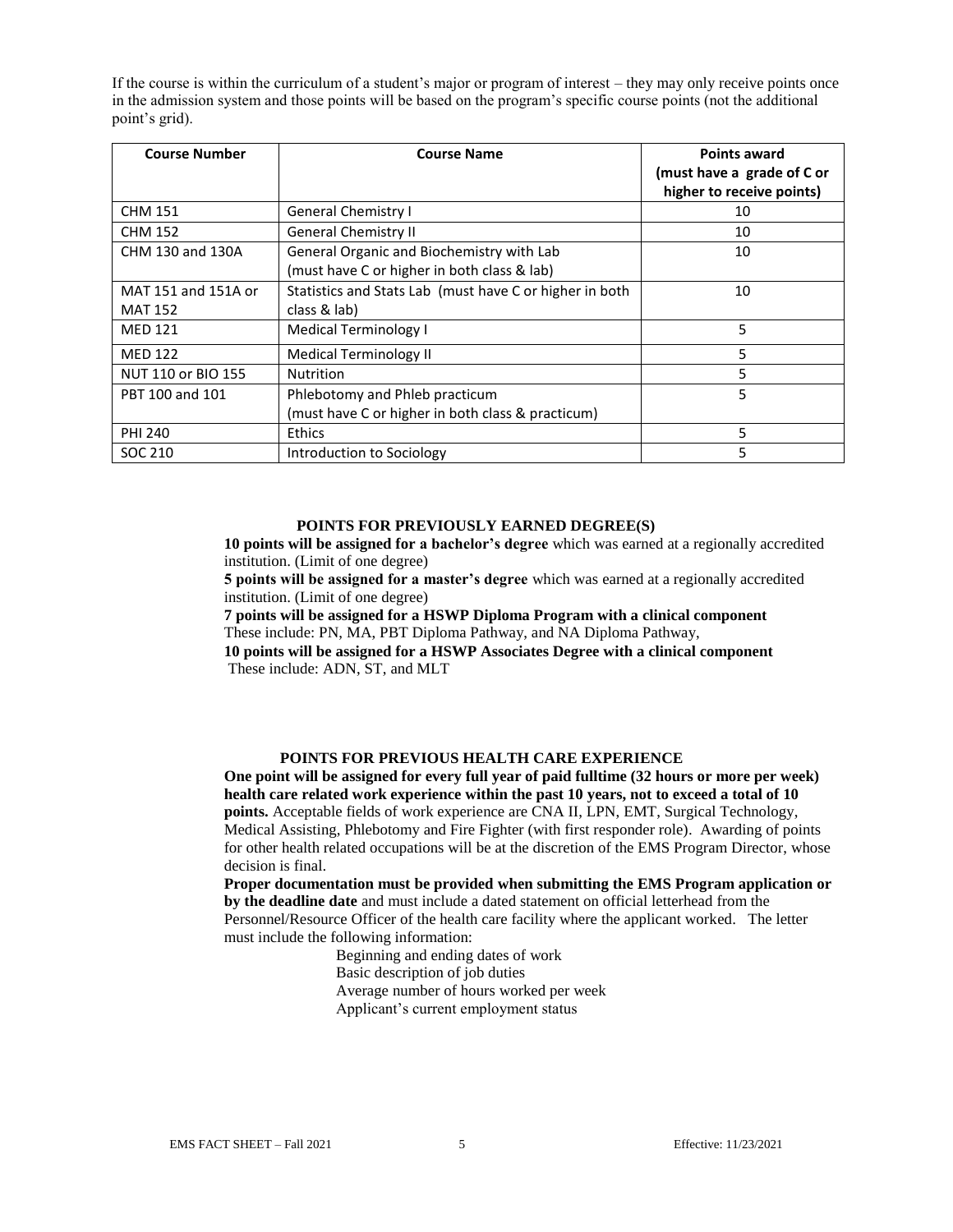If the course is within the curriculum of a student's major or program of interest – they may only receive points once in the admission system and those points will be based on the program's specific course points (not the additional point's grid).

| Course Number | Course Name | Points award (must have a grade of C or higher to receive points) |
|---|---|---|
| CHM 151 | General Chemistry I | 10 |
| CHM 152 | General Chemistry II | 10 |
| CHM 130 and 130A | General Organic and Biochemistry with Lab (must have C or higher in both class & lab) | 10 |
| MAT 151 and 151A or MAT 152 | Statistics and Stats Lab (must have C or higher in both class & lab) | 10 |
| MED 121 | Medical Terminology I | 5 |
| MED 122 | Medical Terminology II | 5 |
| NUT 110 or BIO 155 | Nutrition | 5 |
| PBT 100 and 101 | Phlebotomy and Phleb practicum (must have C or higher in both class & practicum) | 5 |
| PHI 240 | Ethics | 5 |
| SOC 210 | Introduction to Sociology | 5 |

## POINTS FOR PREVIOUSLY EARNED DEGREE(S)

**10 points will be assigned for a bachelor's degree** which was earned at a regionally accredited institution. (Limit of one degree)

**5 points will be assigned for a master's degree** which was earned at a regionally accredited institution. (Limit of one degree)

**7 points will be assigned for a HSWP Diploma Program with a clinical component**
These include: PN, MA, PBT Diploma Pathway, and NA Diploma Pathway,

**10 points will be assigned for a HSWP Associates Degree with a clinical component**
These include: ADN, ST, and MLT

## POINTS FOR PREVIOUS HEALTH CARE EXPERIENCE

**One point will be assigned for every full year of paid fulltime (32 hours or more per week) health care related work experience within the past 10 years, not to exceed a total of 10 points.** Acceptable fields of work experience are CNA II, LPN, EMT, Surgical Technology, Medical Assisting, Phlebotomy and Fire Fighter (with first responder role). Awarding of points for other health related occupations will be at the discretion of the EMS Program Director, whose decision is final.

**Proper documentation must be provided when submitting the EMS Program application or by the deadline date** and must include a dated statement on official letterhead from the Personnel/Resource Officer of the health care facility where the applicant worked. The letter must include the following information:

Beginning and ending dates of work
Basic description of job duties
Average number of hours worked per week
Applicant's current employment status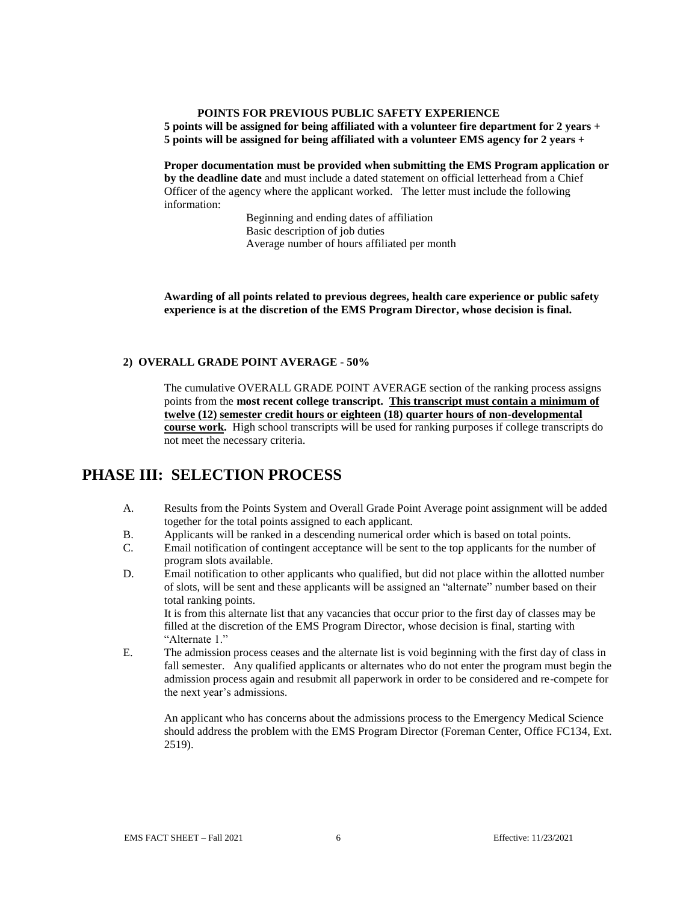**POINTS FOR PREVIOUS PUBLIC SAFETY EXPERIENCE**

**5 points will be assigned for being affiliated with a volunteer fire department for 2 years +**
**5 points will be assigned for being affiliated with a volunteer EMS agency for 2 years +**

**Proper documentation must be provided when submitting the EMS Program application or by the deadline date** and must include a dated statement on official letterhead from a Chief Officer of the agency where the applicant worked. The letter must include the following information:

Beginning and ending dates of affiliation
Basic description of job duties
Average number of hours affiliated per month

**Awarding of all points related to previous degrees, health care experience or public safety experience is at the discretion of the EMS Program Director, whose decision is final.**

**2) OVERALL GRADE POINT AVERAGE - 50%**

The cumulative OVERALL GRADE POINT AVERAGE section of the ranking process assigns points from the **most recent college transcript. <u>This transcript must contain a minimum of twelve (12) semester credit hours or eighteen (18) quarter hours of non-developmental course work</u>.** High school transcripts will be used for ranking purposes if college transcripts do not meet the necessary criteria.

# PHASE III: SELECTION PROCESS

A. Results from the Points System and Overall Grade Point Average point assignment will be added together for the total points assigned to each applicant.

B. Applicants will be ranked in a descending numerical order which is based on total points.

C. Email notification of contingent acceptance will be sent to the top applicants for the number of program slots available.

D. Email notification to other applicants who qualified, but did not place within the allotted number of slots, will be sent and these applicants will be assigned an "alternate" number based on their total ranking points.
It is from this alternate list that any vacancies that occur prior to the first day of classes may be filled at the discretion of the EMS Program Director, whose decision is final, starting with "Alternate 1."

E. The admission process ceases and the alternate list is void beginning with the first day of class in fall semester. Any qualified applicants or alternates who do not enter the program must begin the admission process again and resubmit all paperwork in order to be considered and re-compete for the next year's admissions.

An applicant who has concerns about the admissions process to the Emergency Medical Science should address the problem with the EMS Program Director (Foreman Center, Office FC134, Ext. 2519).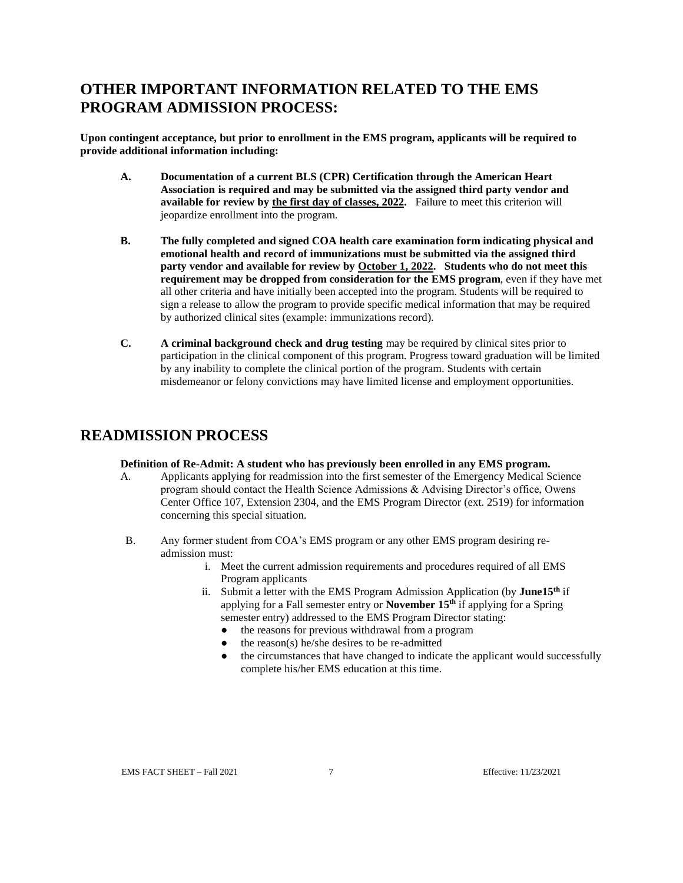## OTHER IMPORTANT INFORMATION RELATED TO THE EMS PROGRAM ADMISSION PROCESS:

**Upon contingent acceptance, but prior to enrollment in the EMS program, applicants will be required to provide additional information including:**

- **A. Documentation of a current BLS (CPR) Certification through the American Heart Association is required and may be submitted via the assigned third party vendor and available for review by the first day of classes, 2022.** Failure to meet this criterion will jeopardize enrollment into the program.

- **B. The fully completed and signed COA health care examination form indicating physical and emotional health and record of immunizations must be submitted via the assigned third party vendor and available for review by October 1, 2022. Students who do not meet this requirement may be dropped from consideration for the EMS program**, even if they have met all other criteria and have initially been accepted into the program. Students will be required to sign a release to allow the program to provide specific medical information that may be required by authorized clinical sites (example: immunizations record).

- **C. A criminal background check and drug testing** may be required by clinical sites prior to participation in the clinical component of this program. Progress toward graduation will be limited by any inability to complete the clinical portion of the program. Students with certain misdemeanor or felony convictions may have limited license and employment opportunities.

## READMISSION PROCESS

**Definition of Re-Admit: A student who has previously been enrolled in any EMS program.**

A. Applicants applying for readmission into the first semester of the Emergency Medical Science program should contact the Health Science Admissions & Advising Director's office, Owens Center Office 107, Extension 2304, and the EMS Program Director (ext. 2519) for information concerning this special situation.

B. Any former student from COA's EMS program or any other EMS program desiring re-admission must:

   i. Meet the current admission requirements and procedures required of all EMS Program applicants

   ii. Submit a letter with the EMS Program Admission Application (by **June15th** if applying for a Fall semester entry or **November 15th** if applying for a Spring semester entry) addressed to the EMS Program Director stating:
   - the reasons for previous withdrawal from a program
   - the reason(s) he/she desires to be re-admitted
   - the circumstances that have changed to indicate the applicant would successfully complete his/her EMS education at this time.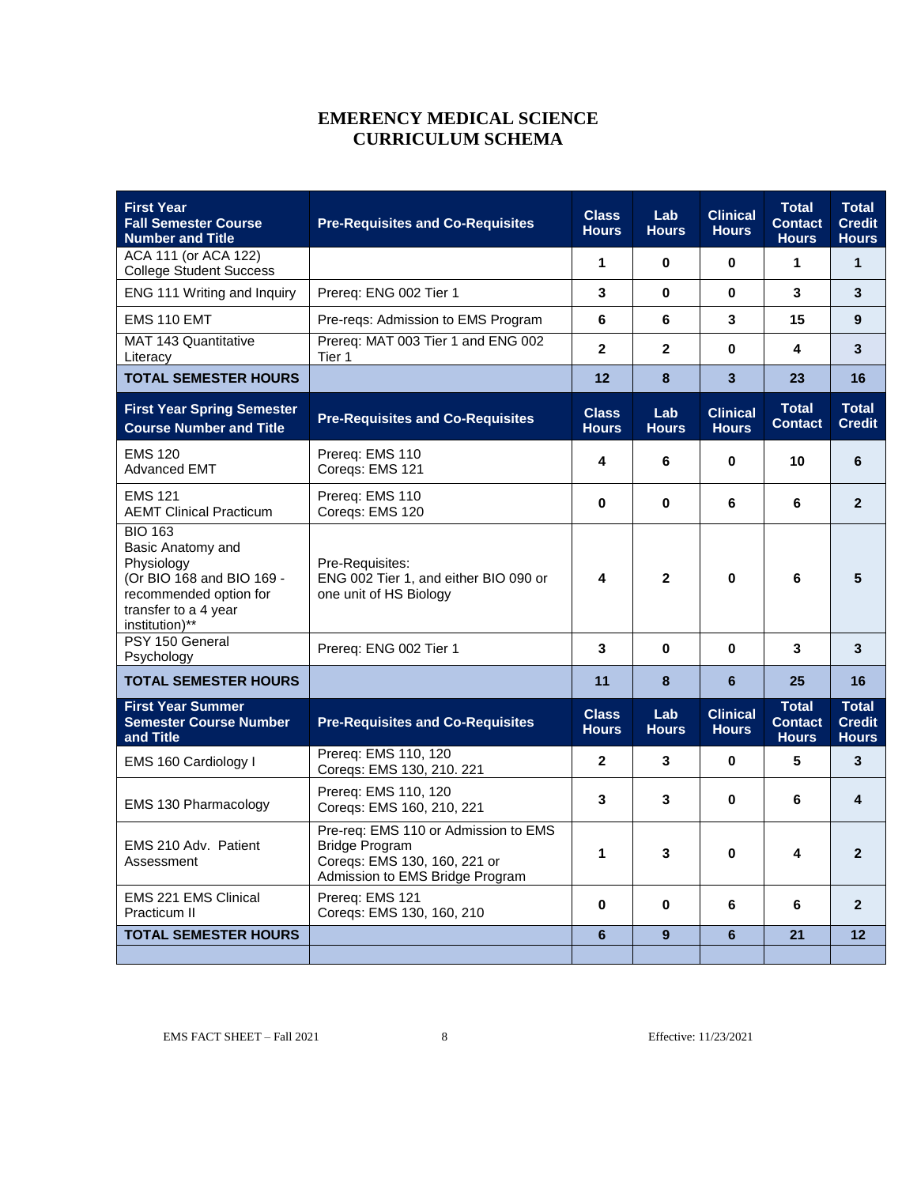# EMERENCY MEDICAL SCIENCE CURRICULUM SCHEMA

| First Year Fall Semester Course Number and Title | Pre-Requisites and Co-Requisites | Class Hours | Lab Hours | Clinical Hours | Total Contact Hours | Total Credit Hours |
|---|---|---|---|---|---|---|
| ACA 111 (or ACA 122) College Student Success | | 1 | 0 | 0 | 1 | 1 |
| ENG 111 Writing and Inquiry | Prereq: ENG 002 Tier 1 | 3 | 0 | 0 | 3 | 3 |
| EMS 110 EMT | Pre-reqs: Admission to EMS Program | 6 | 6 | 3 | 15 | 9 |
| MAT 143 Quantitative Literacy | Prereq: MAT 003 Tier 1 and ENG 002 Tier 1 | 2 | 2 | 0 | 4 | 3 |
| **TOTAL SEMESTER HOURS** | | **12** | **8** | **3** | **23** | **16** |
| **First Year Spring Semester Course Number and Title** | **Pre-Requisites and Co-Requisites** | **Class Hours** | **Lab Hours** | **Clinical Hours** | **Total Contact** | **Total Credit** |
| EMS 120 Advanced EMT | Prereq: EMS 110 Coreqs: EMS 121 | 4 | 6 | 0 | 10 | 6 |
| EMS 121 AEMT Clinical Practicum | Prereq: EMS 110 Coreqs: EMS 120 | 0 | 0 | 6 | 6 | 2 |
| BIO 163 Basic Anatomy and Physiology (Or BIO 168 and BIO 169 - recommended option for transfer to a 4 year institution)** | Pre-Requisites: ENG 002 Tier 1, and either BIO 090 or one unit of HS Biology | 4 | 2 | 0 | 6 | 5 |
| PSY 150 General Psychology | Prereq: ENG 002 Tier 1 | 3 | 0 | 0 | 3 | 3 |
| **TOTAL SEMESTER HOURS** | | **11** | **8** | **6** | **25** | **16** |
| **First Year Summer Semester Course Number and Title** | **Pre-Requisites and Co-Requisites** | **Class Hours** | **Lab Hours** | **Clinical Hours** | **Total Contact Hours** | **Total Credit Hours** |
| EMS 160 Cardiology I | Prereq: EMS 110, 120 Coreqs: EMS 130, 210. 221 | 2 | 3 | 0 | 5 | 3 |
| EMS 130 Pharmacology | Prereq: EMS 110, 120 Coreqs: EMS 160, 210, 221 | 3 | 3 | 0 | 6 | 4 |
| EMS 210 Adv. Patient Assessment | Pre-req: EMS 110 or Admission to EMS Bridge Program Coreqs: EMS 130, 160, 221 or Admission to EMS Bridge Program | 1 | 3 | 0 | 4 | 2 |
| EMS 221 EMS Clinical Practicum II | Prereq: EMS 121 Coreqs: EMS 130, 160, 210 | 0 | 0 | 6 | 6 | 2 |
| **TOTAL SEMESTER HOURS** | | **6** | **9** | **6** | **21** | **12** |
| | | | | | | |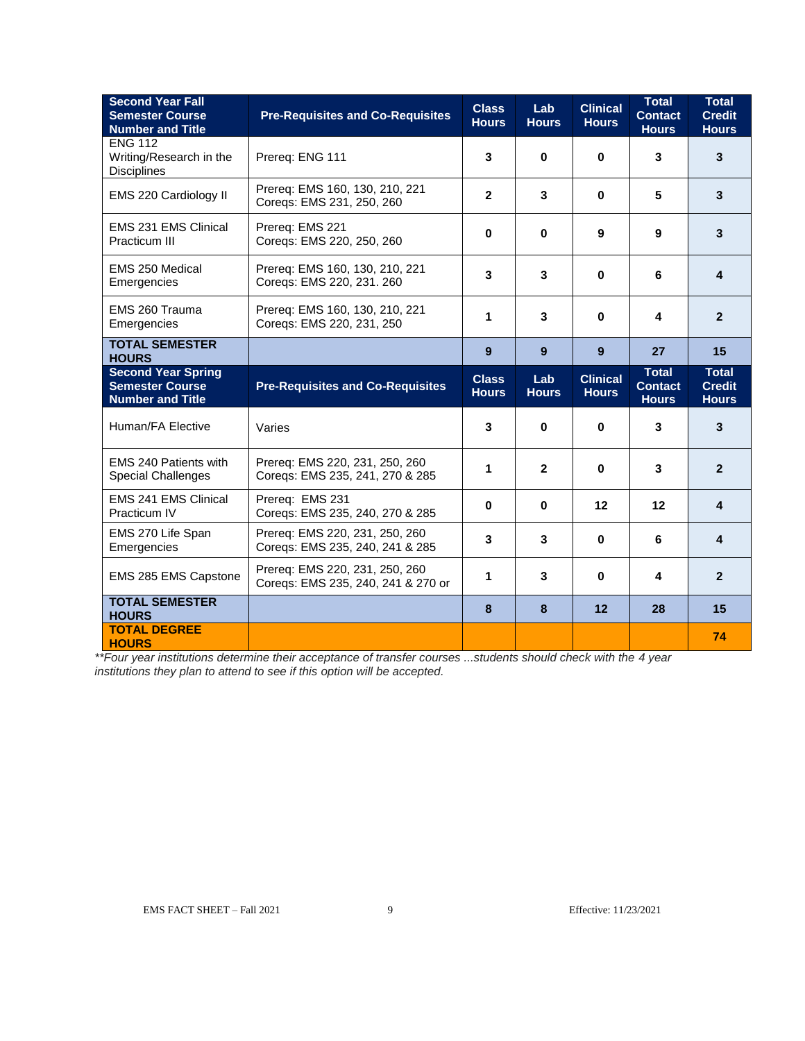| Second Year Fall Semester Course Number and Title | Pre-Requisites and Co-Requisites | Class Hours | Lab Hours | Clinical Hours | Total Contact Hours | Total Credit Hours |
|---|---|---|---|---|---|---|
| ENG 112 Writing/Research in the Disciplines | Prereq: ENG 111 | 3 | 0 | 0 | 3 | 3 |
| EMS 220 Cardiology II | Prereq: EMS 160, 130, 210, 221<br>Coreqs: EMS 231, 250, 260 | 2 | 3 | 0 | 5 | 3 |
| EMS 231 EMS Clinical Practicum III | Prereq: EMS 221<br>Coreqs: EMS 220, 250, 260 | 0 | 0 | 9 | 9 | 3 |
| EMS 250 Medical Emergencies | Prereq: EMS 160, 130, 210, 221<br>Coreqs: EMS 220, 231. 260 | 3 | 3 | 0 | 6 | 4 |
| EMS 260 Trauma Emergencies | Prereq: EMS 160, 130, 210, 221<br>Coreqs: EMS 220, 231, 250 | 1 | 3 | 0 | 4 | 2 |
| **TOTAL SEMESTER HOURS** | | 9 | 9 | 9 | 27 | 15 |
| **Second Year Spring Semester Course Number and Title** | **Pre-Requisites and Co-Requisites** | **Class Hours** | **Lab Hours** | **Clinical Hours** | **Total Contact Hours** | **Total Credit Hours** |
| Human/FA Elective | Varies | 3 | 0 | 0 | 3 | 3 |
| EMS 240 Patients with Special Challenges | Prereq: EMS 220, 231, 250, 260<br>Coreqs: EMS 235, 241, 270 & 285 | 1 | 2 | 0 | 3 | 2 |
| EMS 241 EMS Clinical Practicum IV | Prereq: EMS 231<br>Coreqs: EMS 235, 240, 270 & 285 | 0 | 0 | 12 | 12 | 4 |
| EMS 270 Life Span Emergencies | Prereq: EMS 220, 231, 250, 260<br>Coreqs: EMS 235, 240, 241 & 285 | 3 | 3 | 0 | 6 | 4 |
| EMS 285 EMS Capstone | Prereq: EMS 220, 231, 250, 260<br>Coreqs: EMS 235, 240, 241 & 270 or | 1 | 3 | 0 | 4 | 2 |
| **TOTAL SEMESTER HOURS** | | 8 | 8 | 12 | 28 | 15 |
| **TOTAL DEGREE HOURS** | | | | | | 74 |

*\*\*Four year institutions determine their acceptance of transfer courses ...students should check with the 4 year institutions they plan to attend to see if this option will be accepted.*